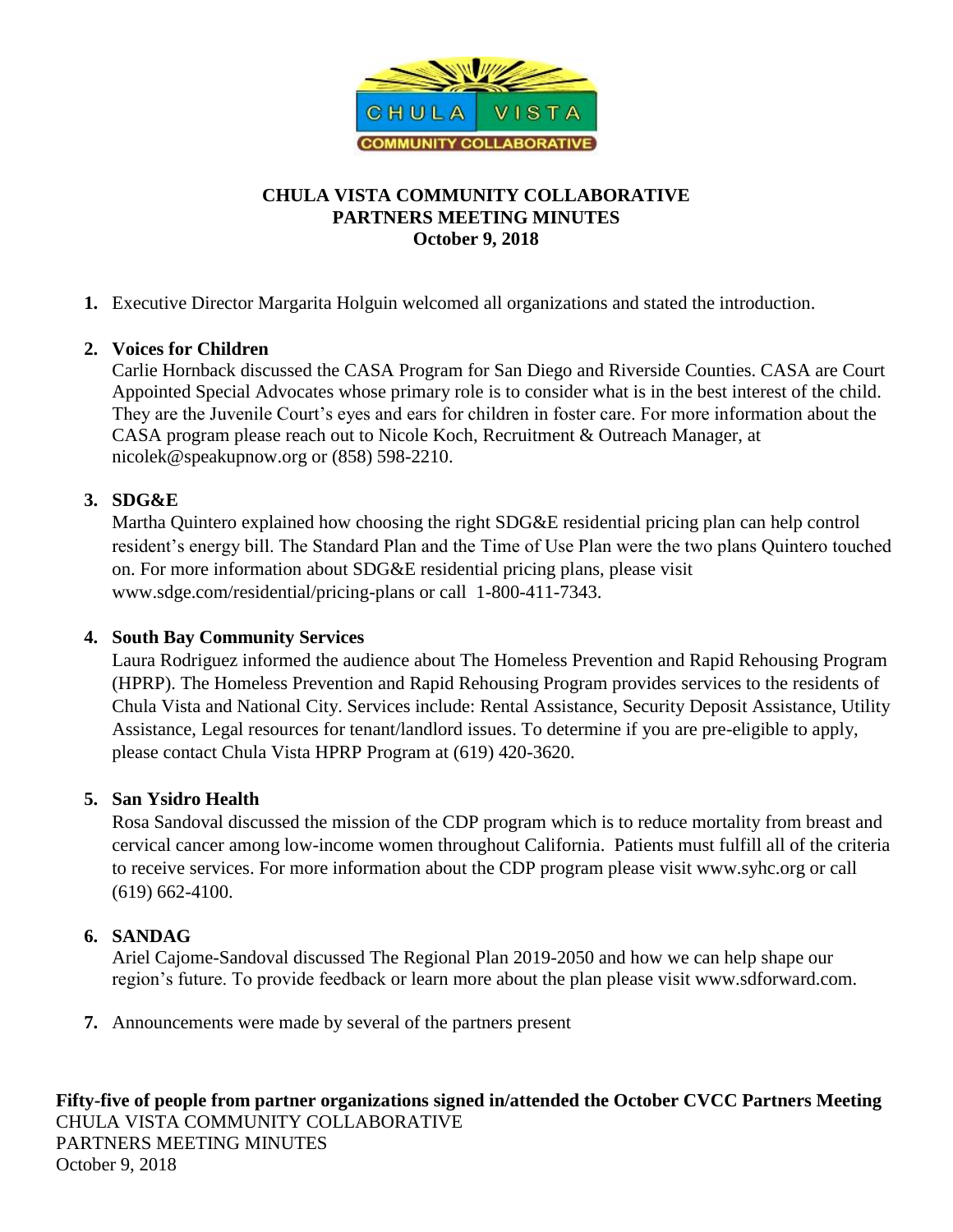# CHULA VISTA COMMUNITY COLLABORATIVE
## PARTNERS MEETING MINUTES
**October 9, 2018**

1. Executive Director Margarita Holguin welcomed all organizations and stated the introduction.

2. **Voices for Children**
   Carlie Hornback discussed the CASA Program for San Diego and Riverside Counties. CASA are Court Appointed Special Advocates whose primary role is to consider what is in the best interest of the child. They are the Juvenile Court's eyes and ears for children in foster care. For more information about the CASA program please reach out to Nicole Koch, Recruitment & Outreach Manager, at nicolek@speakupnow.org or (858) 598-2210.

3. **SDG&E**
   Martha Quintero explained how choosing the right SDG&E residential pricing plan can help control resident's energy bill. The Standard Plan and the Time of Use Plan were the two plans Quintero touched on. For more information about SDG&E residential pricing plans, please visit www.sdge.com/residential/pricing-plans or call 1-800-411-7343.

4. **South Bay Community Services**
   Laura Rodriguez informed the audience about The Homeless Prevention and Rapid Rehousing Program (HPRP). The Homeless Prevention and Rapid Rehousing Program provides services to the residents of Chula Vista and National City. Services include: Rental Assistance, Security Deposit Assistance, Utility Assistance, Legal resources for tenant/landlord issues. To determine if you are pre-eligible to apply, please contact Chula Vista HPRP Program at (619) 420-3620.

5. **San Ysidro Health**
   Rosa Sandoval discussed the mission of the CDP program which is to reduce mortality from breast and cervical cancer among low-income women throughout California. Patients must fulfill all of the criteria to receive services. For more information about the CDP program please visit www.syhc.org or call (619) 662-4100.

6. **SANDAG**
   Ariel Cajome-Sandoval discussed The Regional Plan 2019-2050 and how we can help shape our region's future. To provide feedback or learn more about the plan please visit www.sdforward.com.

7. Announcements were made by several of the partners present

**Fifty-five of people from partner organizations signed in/attended the October CVCC Partners Meeting**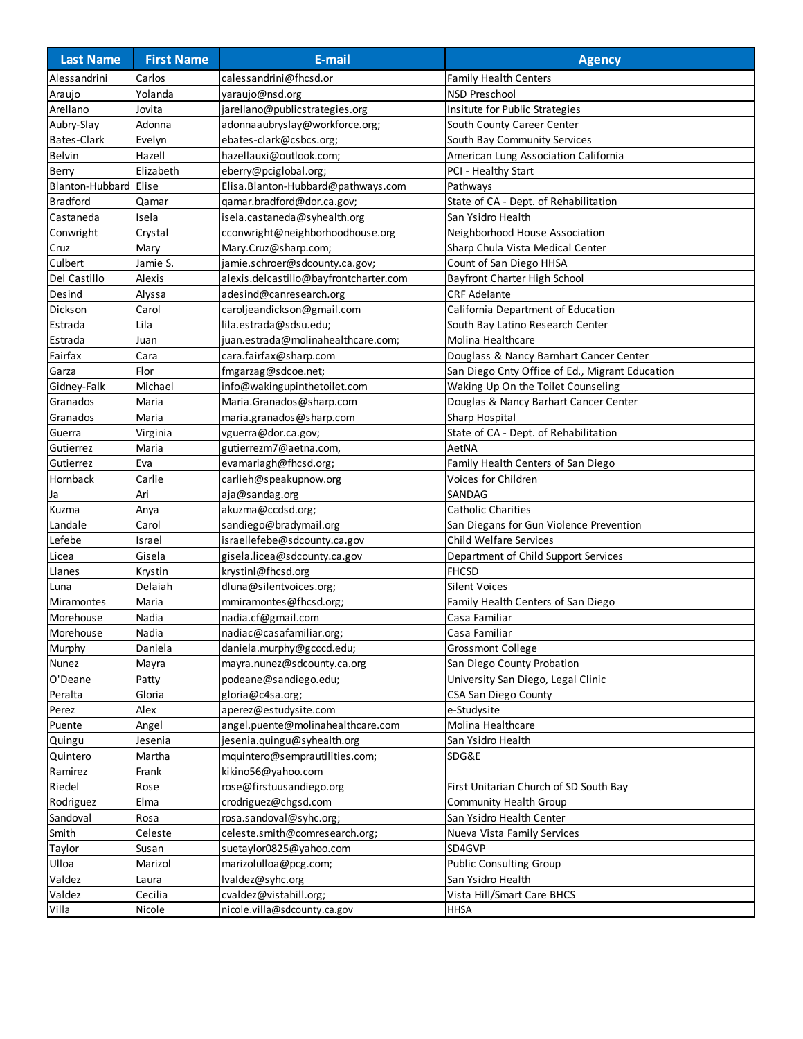| Last Name | First Name | E-mail | Agency |
|---|---|---|---|
| Alessandrini | Carlos | calessandrini@fhcsd.or | Family Health Centers |
| Araujo | Yolanda | yaraujo@nsd.org | NSD Preschool |
| Arellano | Jovita | jarellano@publicstrategies.org | Insitute for Public Strategies |
| Aubry-Slay | Adonna | adonnaaubryslay@workforce.org; | South County Career Center |
| Bates-Clark | Evelyn | ebates-clark@csbcs.org; | South Bay Community Services |
| Belvin | Hazell | hazellauxi@outlook.com; | American Lung Association California |
| Berry | Elizabeth | eberry@pciglobal.org; | PCI - Healthy Start |
| Blanton-Hubbard | Elise | Elisa.Blanton-Hubbard@pathways.com | Pathways |
| Bradford | Qamar | qamar.bradford@dor.ca.gov; | State of CA - Dept. of Rehabilitation |
| Castaneda | Isela | isela.castaneda@syhealth.org | San Ysidro Health |
| Conwright | Crystal | cconwright@neighborhoodhouse.org | Neighborhood House Association |
| Cruz | Mary | Mary.Cruz@sharp.com; | Sharp Chula Vista Medical Center |
| Culbert | Jamie S. | jamie.schroer@sdcounty.ca.gov; | Count of San Diego HHSA |
| Del Castillo | Alexis | alexis.delcastillo@bayfrontcharter.com | Bayfront Charter High School |
| Desind | Alyssa | adesind@canresearch.org | CRF Adelante |
| Dickson | Carol | caroljeandickson@gmail.com | California Department of Education |
| Estrada | Lila | lila.estrada@sdsu.edu; | South Bay Latino Research Center |
| Estrada | Juan | juan.estrada@molinahealthcare.com; | Molina Healthcare |
| Fairfax | Cara | cara.fairfax@sharp.com | Douglass & Nancy Barnhart Cancer Center |
| Garza | Flor | fmgarzag@sdcoe.net; | San Diego Cnty Office of Ed., Migrant Education |
| Gidney-Falk | Michael | info@wakingupinthetoilet.com | Waking Up On the Toilet Counseling |
| Granados | Maria | Maria.Granados@sharp.com | Douglas & Nancy Barhart Cancer Center |
| Granados | Maria | maria.granados@sharp.com | Sharp Hospital |
| Guerra | Virginia | vguerra@dor.ca.gov; | State of CA - Dept. of Rehabilitation |
| Gutierrez | Maria | gutierrezm7@aetna.com, | AetNA |
| Gutierrez | Eva | evamariagh@fhcsd.org; | Family Health Centers of San Diego |
| Hornback | Carlie | carlieh@speakupnow.org | Voices for Children |
| Ja | Ari | aja@sandag.org | SANDAG |
| Kuzma | Anya | akuzma@ccdsd.org; | Catholic Charities |
| Landale | Carol | sandiego@bradymail.org | San Diegans for Gun Violence Prevention |
| Lefebe | Israel | israellefebe@sdcounty.ca.gov | Child Welfare Services |
| Licea | Gisela | gisela.licea@sdcounty.ca.gov | Department of Child Support Services |
| Llanes | Krystin | krystinl@fhcsd.org | FHCSD |
| Luna | Delaiah | dluna@silentvoices.org; | Silent Voices |
| Miramontes | Maria | mmiramontes@fhcsd.org; | Family Health Centers of San Diego |
| Morehouse | Nadia | nadia.cf@gmail.com | Casa Familiar |
| Morehouse | Nadia | nadiac@casafamiliar.org; | Casa Familiar |
| Murphy | Daniela | daniela.murphy@gcccd.edu; | Grossmont College |
| Nunez | Mayra | mayra.nunez@sdcounty.ca.org | San Diego County Probation |
| O'Deane | Patty | podeane@sandiego.edu; | University San Diego, Legal Clinic |
| Peralta | Gloria | gloria@c4sa.org; | CSA San Diego County |
| Perez | Alex | aperez@estudysite.com | e-Studysite |
| Puente | Angel | angel.puente@molinahealthcare.com | Molina Healthcare |
| Quingu | Jesenia | jesenia.quingu@syhealth.org | San Ysidro Health |
| Quintero | Martha | mquintero@semprautilities.com; | SDG&E |
| Ramirez | Frank | kikino56@yahoo.com | |
| Riedel | Rose | rose@firstuusandiego.org | First Unitarian Church of SD South Bay |
| Rodriguez | Elma | crodriguez@chgsd.com | Community Health Group |
| Sandoval | Rosa | rosa.sandoval@syhc.org; | San Ysidro Health Center |
| Smith | Celeste | celeste.smith@comresearch.org; | Nueva Vista Family Services |
| Taylor | Susan | suetaylor0825@yahoo.com | SD4GVP |
| Ulloa | Marizol | marizolulloa@pcg.com; | Public Consulting Group |
| Valdez | Laura | lvaldez@syhc.org | San Ysidro Health |
| Valdez | Cecilia | cvaldez@vistahill.org; | Vista Hill/Smart Care BHCS |
| Villa | Nicole | nicole.villa@sdcounty.ca.gov | HHSA |